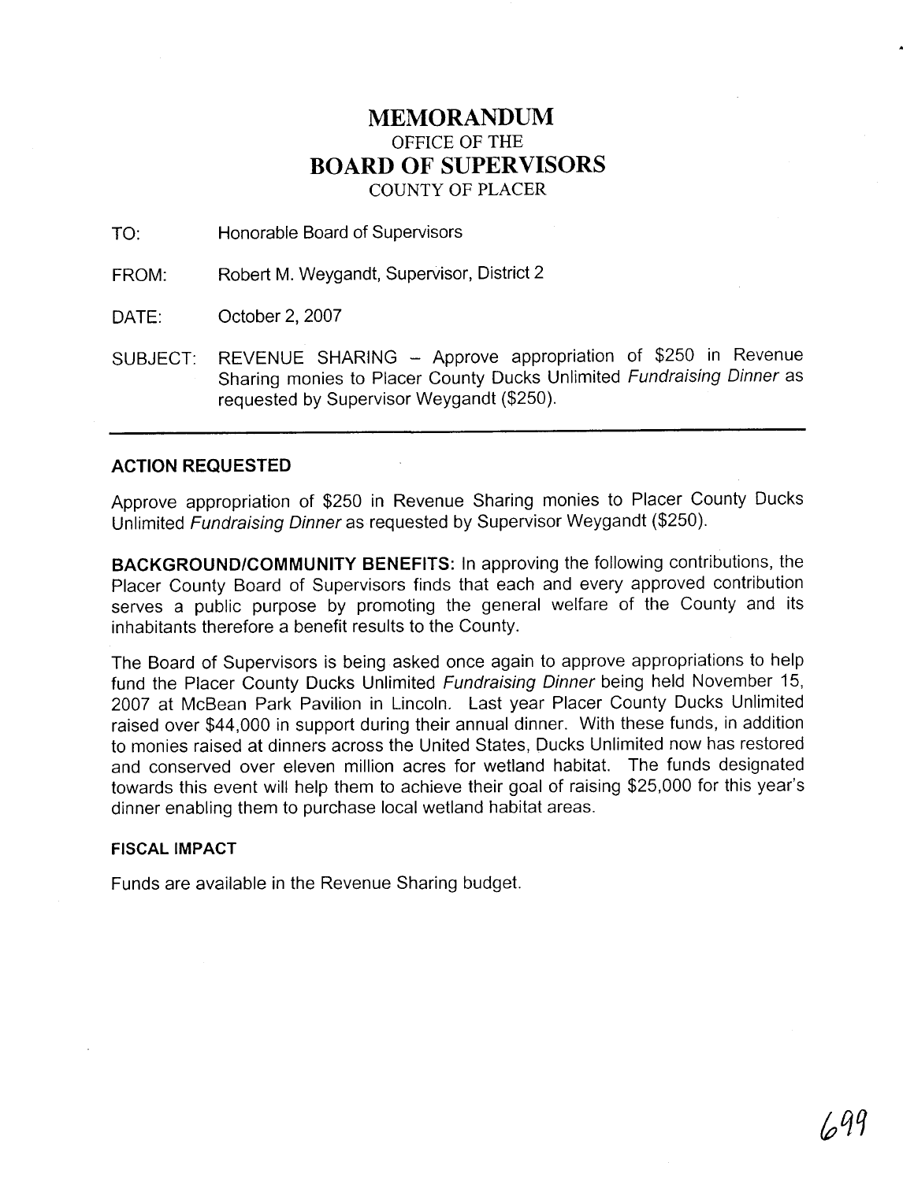# MEMORANDUM

OFFICE OF THE

# BOARD OF SUPERVISORS

COUNTY OF PLACER

TO: Honorable Board of Supervisors

FROM: Robert M. Weygandt, Supervisor, District 2

DATE: October 2, 2007

SUBJECT: REVENUE SHARING – Approve appropriation of $250 in Revenue Sharing monies to Placer County Ducks Unlimited *Fundraising Dinner* as requested by Supervisor Weygandt ($250).

---

**ACTION REQUESTED**

Approve appropriation of $250 in Revenue Sharing monies to Placer County Ducks Unlimited *Fundraising Dinner* as requested by Supervisor Weygandt ($250).

**BACKGROUND/COMMUNITY BENEFITS:** In approving the following contributions, the Placer County Board of Supervisors finds that each and every approved contribution serves a public purpose by promoting the general welfare of the County and its inhabitants therefore a benefit results to the County.

The Board of Supervisors is being asked once again to approve appropriations to help fund the Placer County Ducks Unlimited *Fundraising Dinner* being held November 15, 2007 at McBean Park Pavilion in Lincoln. Last year Placer County Ducks Unlimited raised over $44,000 in support during their annual dinner. With these funds, in addition to monies raised at dinners across the United States, Ducks Unlimited now has restored and conserved over eleven million acres for wetland habitat. The funds designated towards this event will help them to achieve their goal of raising $25,000 for this year's dinner enabling them to purchase local wetland habitat areas.

**FISCAL IMPACT**

Funds are available in the Revenue Sharing budget.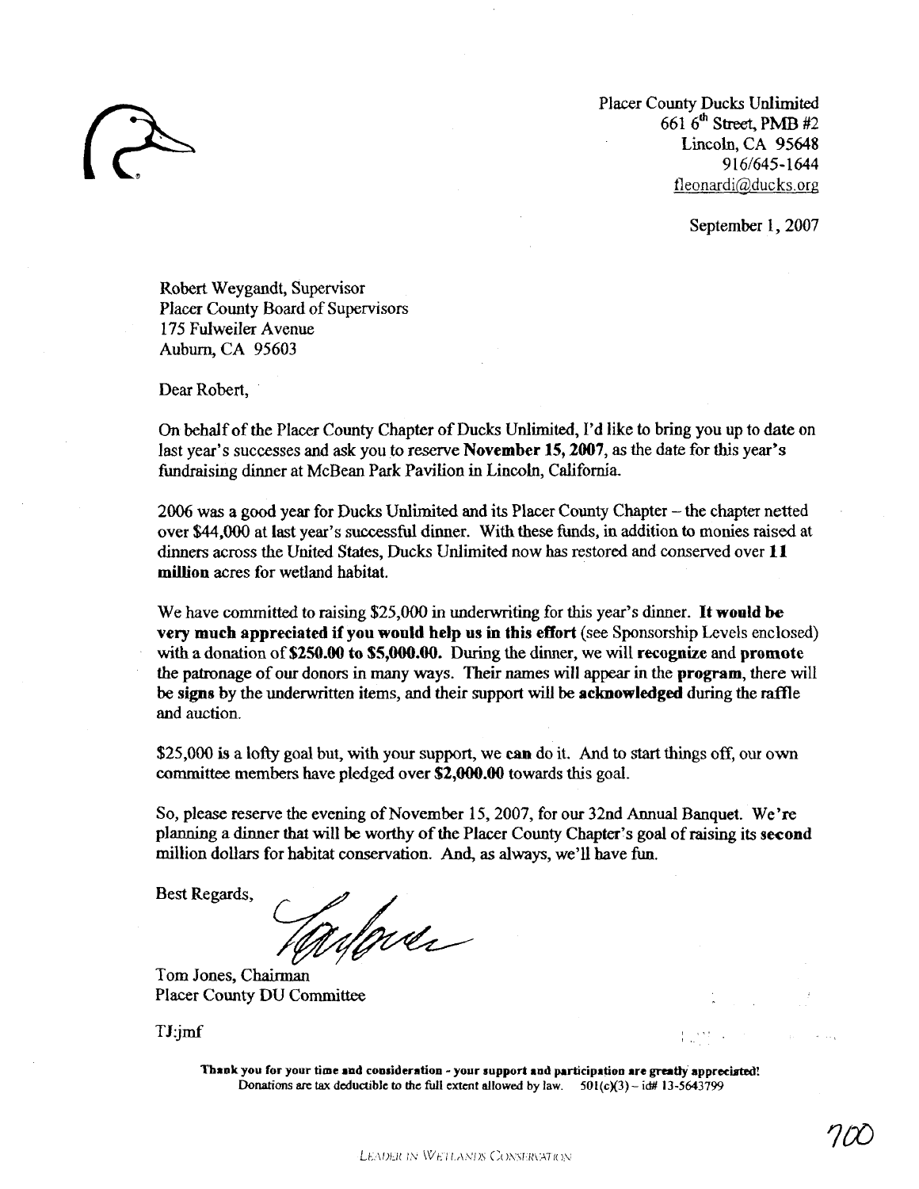Placer County Ducks Unlimited
661 6th Street, PMB #2
Lincoln, CA 95648
916/645-1644
fleonardi@ducks.org

September 1, 2007

Robert Weygandt, Supervisor
Placer County Board of Supervisors
175 Fulweiler Avenue
Auburn, CA 95603

Dear Robert,

On behalf of the Placer County Chapter of Ducks Unlimited, I'd like to bring you up to date on last year's successes and ask you to reserve **November 15, 2007**, as the date for this year's fundraising dinner at McBean Park Pavilion in Lincoln, California.

2006 was a good year for Ducks Unlimited and its Placer County Chapter – the chapter netted over $44,000 at last year's successful dinner. With these funds, in addition to monies raised at dinners across the United States, Ducks Unlimited now has restored and conserved over **11 million** acres for wetland habitat.

We have committed to raising $25,000 in underwriting for this year's dinner. **It would be very much appreciated if you would help us in this effort** (see Sponsorship Levels enclosed) with a donation of **$250.00 to $5,000.00.** During the dinner, we will **recognize** and **promote** the patronage of our donors in many ways. Their names will appear in the **program**, there will be **signs** by the underwritten items, and their support will be **acknowledged** during the raffle and auction.

$25,000 is a lofty goal but, with your support, we **can** do it. And to start things off, our own committee members have pledged over **$2,000.00** towards this goal.

So, please reserve the evening of November 15, 2007, for our 32nd Annual Banquet. We're planning a dinner that will be worthy of the Placer County Chapter's goal of raising its **second** million dollars for habitat conservation. And, as always, we'll have fun.

Best Regards,

Tom Jones, Chairman
Placer County DU Committee

TJ:jmf

**Thank you for your time and consideration - your support and participation are greatly appreciated!**
Donations are tax deductible to the full extent allowed by law. 501(c)(3) – id# 13-5643799

LEADER IN WETLANDS CONSERVATION